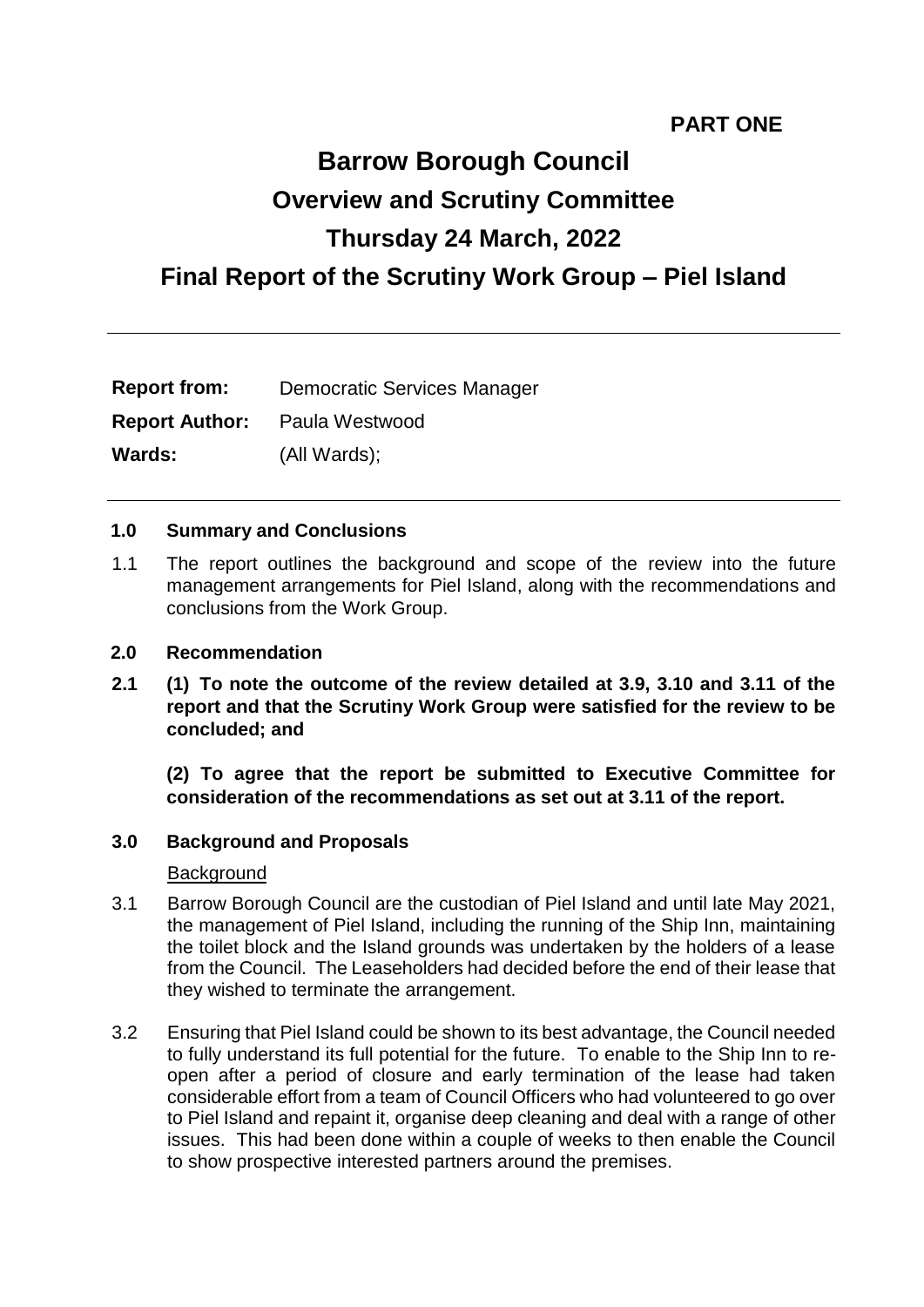**PART ONE**

# Barrow Borough Council

## Overview and Scrutiny Committee

## Thursday 24 March, 2022

## Final Report of the Scrutiny Work Group – Piel Island

---

| | |
|---|---|
| **Report from:** | Democratic Services Manager |
| **Report Author:** | Paula Westwood |
| **Wards:** | (All Wards); |

---

### 1.0 Summary and Conclusions

1.1 The report outlines the background and scope of the review into the future management arrangements for Piel Island, along with the recommendations and conclusions from the Work Group.

### 2.0 Recommendation

**2.1 (1) To note the outcome of the review detailed at 3.9, 3.10 and 3.11 of the report and that the Scrutiny Work Group were satisfied for the review to be concluded; and**

**(2) To agree that the report be submitted to Executive Committee for consideration of the recommendations as set out at 3.11 of the report.**

### 3.0 Background and Proposals

Background

3.1 Barrow Borough Council are the custodian of Piel Island and until late May 2021, the management of Piel Island, including the running of the Ship Inn, maintaining the toilet block and the Island grounds was undertaken by the holders of a lease from the Council. The Leaseholders had decided before the end of their lease that they wished to terminate the arrangement.

3.2 Ensuring that Piel Island could be shown to its best advantage, the Council needed to fully understand its full potential for the future. To enable to the Ship Inn to re-open after a period of closure and early termination of the lease had taken considerable effort from a team of Council Officers who had volunteered to go over to Piel Island and repaint it, organise deep cleaning and deal with a range of other issues. This had been done within a couple of weeks to then enable the Council to show prospective interested partners around the premises.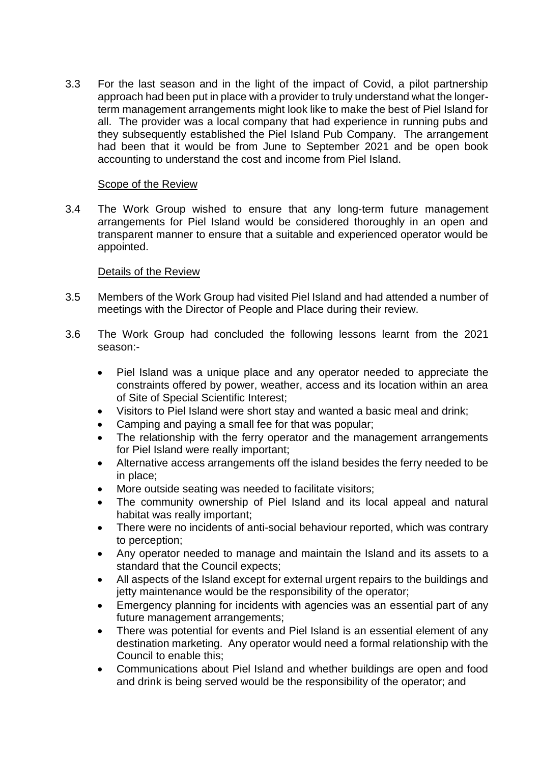3.3 For the last season and in the light of the impact of Covid, a pilot partnership approach had been put in place with a provider to truly understand what the longer-term management arrangements might look like to make the best of Piel Island for all. The provider was a local company that had experience in running pubs and they subsequently established the Piel Island Pub Company. The arrangement had been that it would be from June to September 2021 and be open book accounting to understand the cost and income from Piel Island.

Scope of the Review

3.4 The Work Group wished to ensure that any long-term future management arrangements for Piel Island would be considered thoroughly in an open and transparent manner to ensure that a suitable and experienced operator would be appointed.

Details of the Review

3.5 Members of the Work Group had visited Piel Island and had attended a number of meetings with the Director of People and Place during their review.

3.6 The Work Group had concluded the following lessons learnt from the 2021 season:-

- Piel Island was a unique place and any operator needed to appreciate the constraints offered by power, weather, access and its location within an area of Site of Special Scientific Interest;
- Visitors to Piel Island were short stay and wanted a basic meal and drink;
- Camping and paying a small fee for that was popular;
- The relationship with the ferry operator and the management arrangements for Piel Island were really important;
- Alternative access arrangements off the island besides the ferry needed to be in place;
- More outside seating was needed to facilitate visitors;
- The community ownership of Piel Island and its local appeal and natural habitat was really important;
- There were no incidents of anti-social behaviour reported, which was contrary to perception;
- Any operator needed to manage and maintain the Island and its assets to a standard that the Council expects;
- All aspects of the Island except for external urgent repairs to the buildings and jetty maintenance would be the responsibility of the operator;
- Emergency planning for incidents with agencies was an essential part of any future management arrangements;
- There was potential for events and Piel Island is an essential element of any destination marketing. Any operator would need a formal relationship with the Council to enable this;
- Communications about Piel Island and whether buildings are open and food and drink is being served would be the responsibility of the operator; and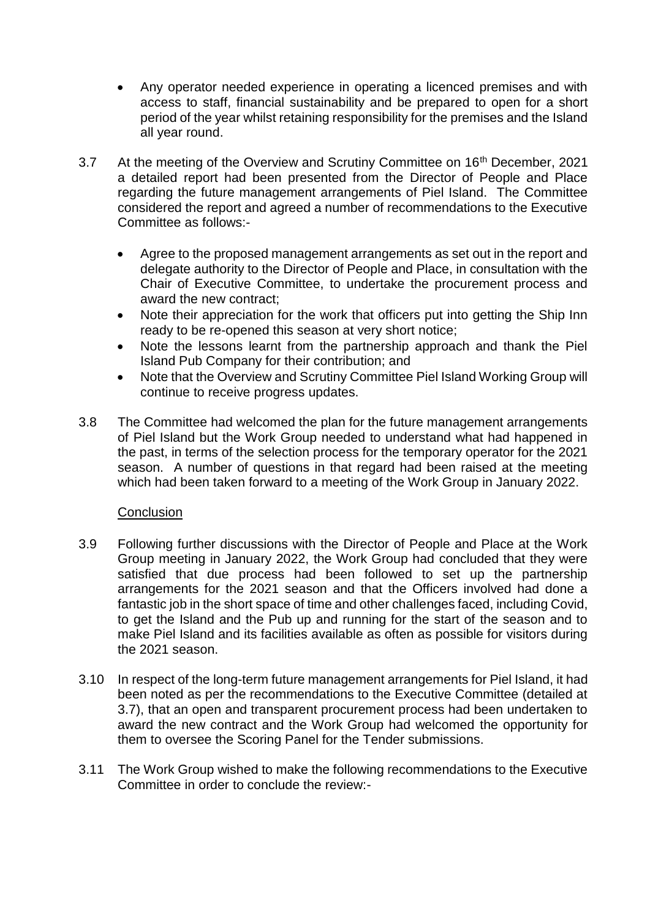- Any operator needed experience in operating a licenced premises and with access to staff, financial sustainability and be prepared to open for a short period of the year whilst retaining responsibility for the premises and the Island all year round.

3.7 At the meeting of the Overview and Scrutiny Committee on 16th December, 2021 a detailed report had been presented from the Director of People and Place regarding the future management arrangements of Piel Island. The Committee considered the report and agreed a number of recommendations to the Executive Committee as follows:-

- Agree to the proposed management arrangements as set out in the report and delegate authority to the Director of People and Place, in consultation with the Chair of Executive Committee, to undertake the procurement process and award the new contract;
- Note their appreciation for the work that officers put into getting the Ship Inn ready to be re-opened this season at very short notice;
- Note the lessons learnt from the partnership approach and thank the Piel Island Pub Company for their contribution; and
- Note that the Overview and Scrutiny Committee Piel Island Working Group will continue to receive progress updates.

3.8 The Committee had welcomed the plan for the future management arrangements of Piel Island but the Work Group needed to understand what had happened in the past, in terms of the selection process for the temporary operator for the 2021 season. A number of questions in that regard had been raised at the meeting which had been taken forward to a meeting of the Work Group in January 2022.

Conclusion

3.9 Following further discussions with the Director of People and Place at the Work Group meeting in January 2022, the Work Group had concluded that they were satisfied that due process had been followed to set up the partnership arrangements for the 2021 season and that the Officers involved had done a fantastic job in the short space of time and other challenges faced, including Covid, to get the Island and the Pub up and running for the start of the season and to make Piel Island and its facilities available as often as possible for visitors during the 2021 season.

3.10 In respect of the long-term future management arrangements for Piel Island, it had been noted as per the recommendations to the Executive Committee (detailed at 3.7), that an open and transparent procurement process had been undertaken to award the new contract and the Work Group had welcomed the opportunity for them to oversee the Scoring Panel for the Tender submissions.

3.11 The Work Group wished to make the following recommendations to the Executive Committee in order to conclude the review:-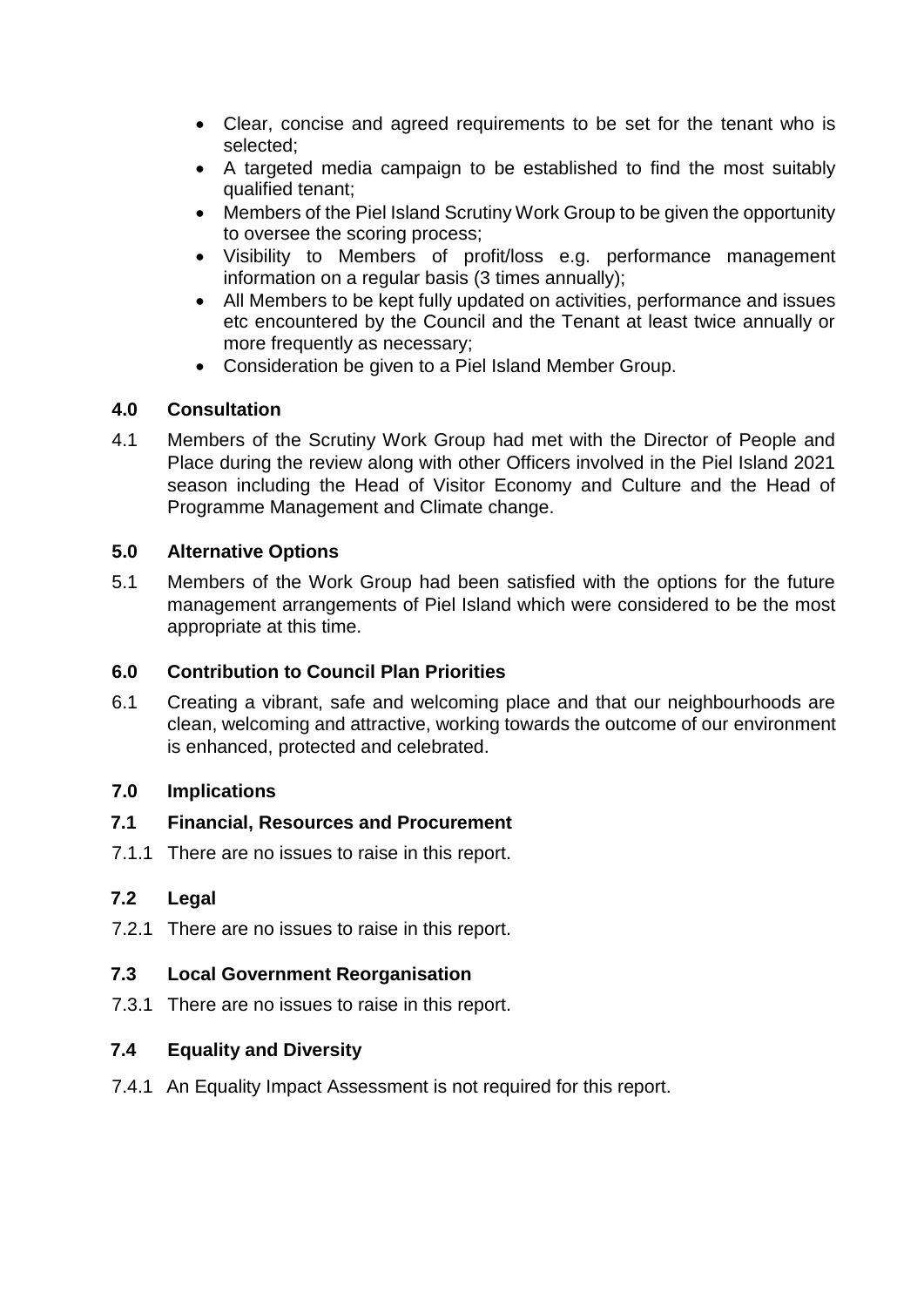- Clear, concise and agreed requirements to be set for the tenant who is selected;
- A targeted media campaign to be established to find the most suitably qualified tenant;
- Members of the Piel Island Scrutiny Work Group to be given the opportunity to oversee the scoring process;
- Visibility to Members of profit/loss e.g. performance management information on a regular basis (3 times annually);
- All Members to be kept fully updated on activities, performance and issues etc encountered by the Council and the Tenant at least twice annually or more frequently as necessary;
- Consideration be given to a Piel Island Member Group.

## 4.0 Consultation

4.1 Members of the Scrutiny Work Group had met with the Director of People and Place during the review along with other Officers involved in the Piel Island 2021 season including the Head of Visitor Economy and Culture and the Head of Programme Management and Climate change.

## 5.0 Alternative Options

5.1 Members of the Work Group had been satisfied with the options for the future management arrangements of Piel Island which were considered to be the most appropriate at this time.

## 6.0 Contribution to Council Plan Priorities

6.1 Creating a vibrant, safe and welcoming place and that our neighbourhoods are clean, welcoming and attractive, working towards the outcome of our environment is enhanced, protected and celebrated.

## 7.0 Implications

### 7.1 Financial, Resources and Procurement

7.1.1 There are no issues to raise in this report.

### 7.2 Legal

7.2.1 There are no issues to raise in this report.

### 7.3 Local Government Reorganisation

7.3.1 There are no issues to raise in this report.

### 7.4 Equality and Diversity

7.4.1 An Equality Impact Assessment is not required for this report.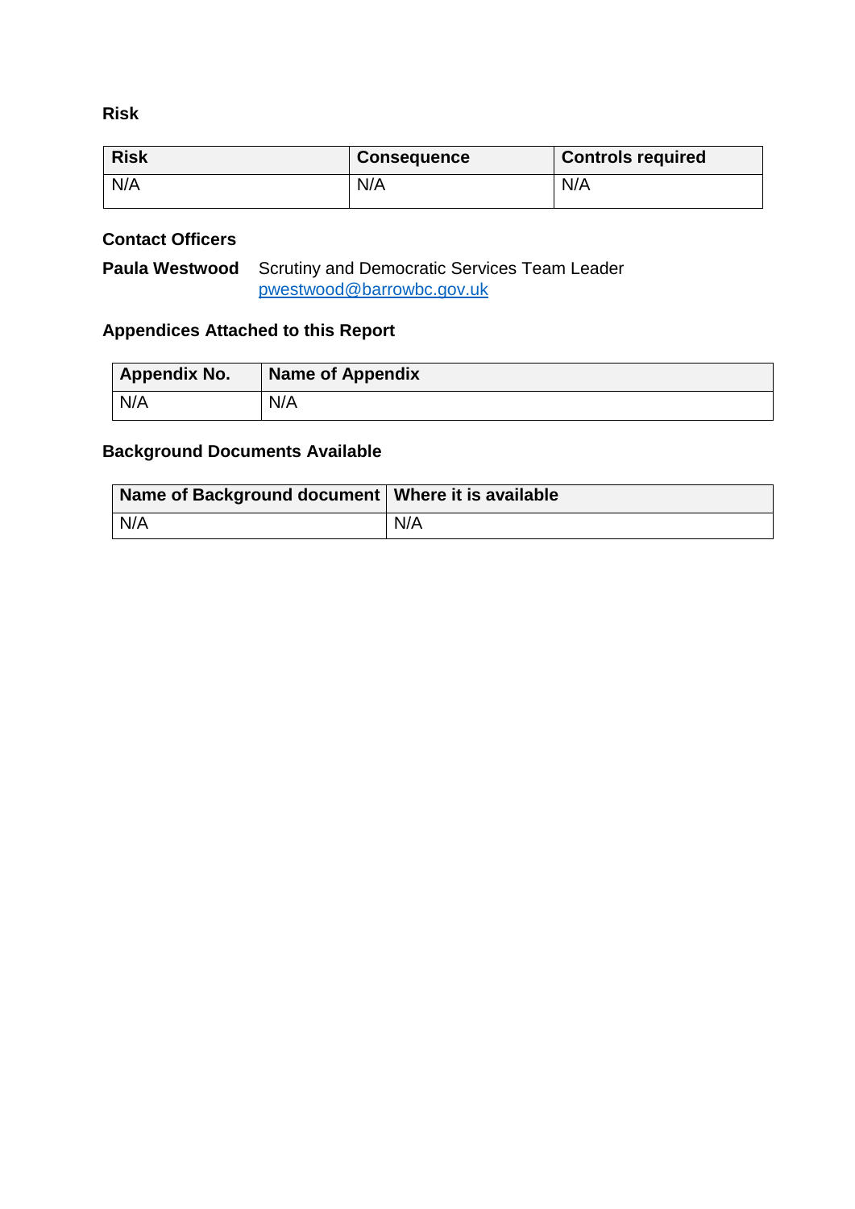### Risk

| Risk | Consequence | Controls required |
|---|---|---|
| N/A | N/A | N/A |

### Contact Officers

**Paula Westwood** Scrutiny and Democratic Services Team Leader
pwestwood@barrowbc.gov.uk

### Appendices Attached to this Report

| Appendix No. | Name of Appendix |
|---|---|
| N/A | N/A |

### Background Documents Available

| Name of Background document | Where it is available |
|---|---|
| N/A | N/A |